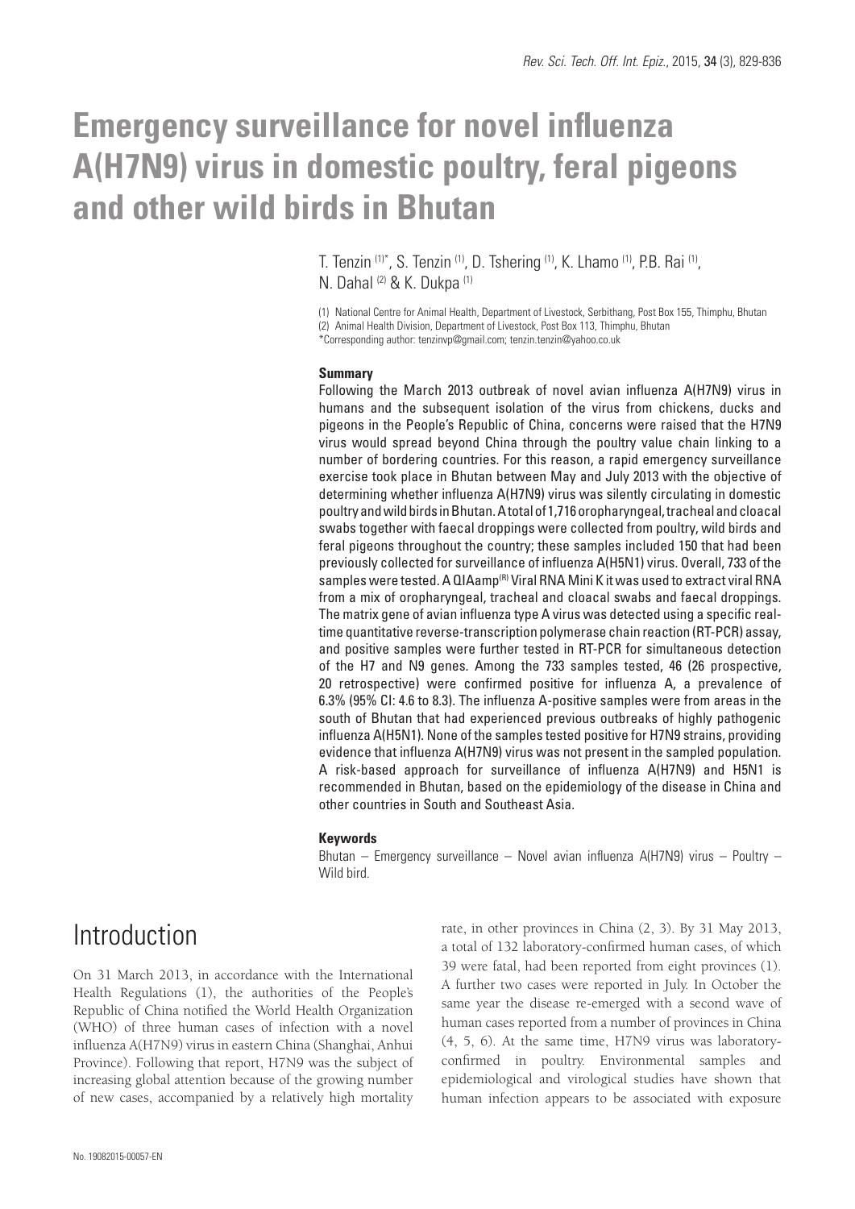# Emergency surveillance for novel influenza A(H7N9) virus in domestic poultry, feral pigeons and other wild birds in Bhutan

T. Tenzin [(1)*], S. Tenzin [(1)], D. Tshering [(1)], K. Lhamo [(1)], P.B. Rai [(1)], N. Dahal [(2)] & K. Dukpa [(1)]

(1) National Centre for Animal Health, Department of Livestock, Serbithang, Post Box 155, Thimphu, Bhutan
(2) Animal Health Division, Department of Livestock, Post Box 113, Thimphu, Bhutan
*Corresponding author: tenzinvp@gmail.com; tenzin.tenzin@yahoo.co.uk

## Summary

Following the March 2013 outbreak of novel avian influenza A(H7N9) virus in humans and the subsequent isolation of the virus from chickens, ducks and pigeons in the People's Republic of China, concerns were raised that the H7N9 virus would spread beyond China through the poultry value chain linking to a number of bordering countries. For this reason, a rapid emergency surveillance exercise took place in Bhutan between May and July 2013 with the objective of determining whether influenza A(H7N9) virus was silently circulating in domestic poultry and wild birds in Bhutan. A total of 1,716 oropharyngeal, tracheal and cloacal swabs together with faecal droppings were collected from poultry, wild birds and feral pigeons throughout the country; these samples included 150 that had been previously collected for surveillance of influenza A(H5N1) virus. Overall, 733 of the samples were tested. A QIAamp[(R)] Viral RNA Mini Kit was used to extract viral RNA from a mix of oropharyngeal, tracheal and cloacal swabs and faecal droppings. The matrix gene of avian influenza type A virus was detected using a specific real-time quantitative reverse-transcription polymerase chain reaction (RT-PCR) assay, and positive samples were further tested in RT-PCR for simultaneous detection of the H7 and N9 genes. Among the 733 samples tested, 46 (26 prospective, 20 retrospective) were confirmed positive for influenza A, a prevalence of 6.3% (95% CI: 4.6 to 8.3). The influenza A-positive samples were from areas in the south of Bhutan that had experienced previous outbreaks of highly pathogenic influenza A(H5N1). None of the samples tested positive for H7N9 strains, providing evidence that influenza A(H7N9) virus was not present in the sampled population. A risk-based approach for surveillance of influenza A(H7N9) and H5N1 is recommended in Bhutan, based on the epidemiology of the disease in China and other countries in South and Southeast Asia.

### Keywords

Bhutan – Emergency surveillance – Novel avian influenza A(H7N9) virus – Poultry – Wild bird.

## Introduction

On 31 March 2013, in accordance with the International Health Regulations (1), the authorities of the People's Republic of China notified the World Health Organization (WHO) of three human cases of infection with a novel influenza A(H7N9) virus in eastern China (Shanghai, Anhui Province). Following that report, H7N9 was the subject of increasing global attention because of the growing number of new cases, accompanied by a relatively high mortality rate, in other provinces in China (2, 3). By 31 May 2013, a total of 132 laboratory-confirmed human cases, of which 39 were fatal, had been reported from eight provinces (1). A further two cases were reported in July. In October the same year the disease re-emerged with a second wave of human cases reported from a number of provinces in China (4, 5, 6). At the same time, H7N9 virus was laboratory-confirmed in poultry. Environmental samples and epidemiological and virological studies have shown that human infection appears to be associated with exposure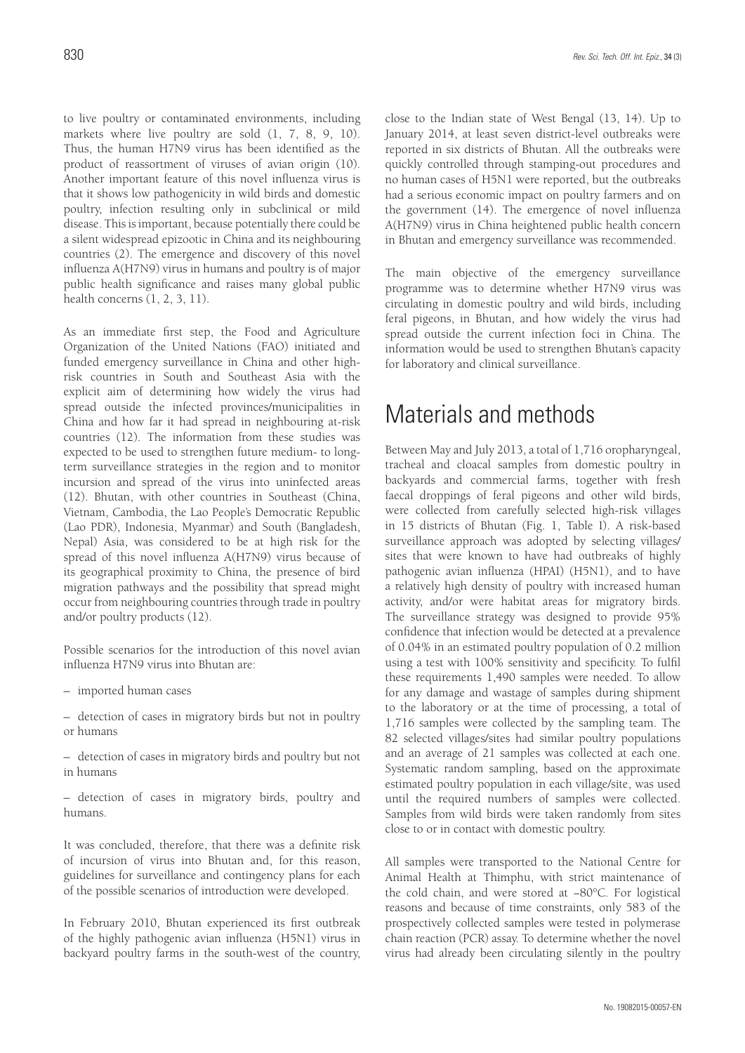to live poultry or contaminated environments, including markets where live poultry are sold (1, 7, 8, 9, 10). Thus, the human H7N9 virus has been identified as the product of reassortment of viruses of avian origin (10). Another important feature of this novel influenza virus is that it shows low pathogenicity in wild birds and domestic poultry, infection resulting only in subclinical or mild disease. This is important, because potentially there could be a silent widespread epizootic in China and its neighbouring countries (2). The emergence and discovery of this novel influenza A(H7N9) virus in humans and poultry is of major public health significance and raises many global public health concerns (1, 2, 3, 11).

As an immediate first step, the Food and Agriculture Organization of the United Nations (FAO) initiated and funded emergency surveillance in China and other high-risk countries in South and Southeast Asia with the explicit aim of determining how widely the virus had spread outside the infected provinces/municipalities in China and how far it had spread in neighbouring at-risk countries (12). The information from these studies was expected to be used to strengthen future medium- to long-term surveillance strategies in the region and to monitor incursion and spread of the virus into uninfected areas (12). Bhutan, with other countries in Southeast (China, Vietnam, Cambodia, the Lao People's Democratic Republic (Lao PDR), Indonesia, Myanmar) and South (Bangladesh, Nepal) Asia, was considered to be at high risk for the spread of this novel influenza A(H7N9) virus because of its geographical proximity to China, the presence of bird migration pathways and the possibility that spread might occur from neighbouring countries through trade in poultry and/or poultry products (12).

Possible scenarios for the introduction of this novel avian influenza H7N9 virus into Bhutan are:

– imported human cases

– detection of cases in migratory birds but not in poultry or humans

– detection of cases in migratory birds and poultry but not in humans

– detection of cases in migratory birds, poultry and humans.

It was concluded, therefore, that there was a definite risk of incursion of virus into Bhutan and, for this reason, guidelines for surveillance and contingency plans for each of the possible scenarios of introduction were developed.

In February 2010, Bhutan experienced its first outbreak of the highly pathogenic avian influenza (H5N1) virus in backyard poultry farms in the south-west of the country, close to the Indian state of West Bengal (13, 14). Up to January 2014, at least seven district-level outbreaks were reported in six districts of Bhutan. All the outbreaks were quickly controlled through stamping-out procedures and no human cases of H5N1 were reported, but the outbreaks had a serious economic impact on poultry farmers and on the government (14). The emergence of novel influenza A(H7N9) virus in China heightened public health concern in Bhutan and emergency surveillance was recommended.

The main objective of the emergency surveillance programme was to determine whether H7N9 virus was circulating in domestic poultry and wild birds, including feral pigeons, in Bhutan, and how widely the virus had spread outside the current infection foci in China. The information would be used to strengthen Bhutan's capacity for laboratory and clinical surveillance.

# Materials and methods

Between May and July 2013, a total of 1,716 oropharyngeal, tracheal and cloacal samples from domestic poultry in backyards and commercial farms, together with fresh faecal droppings of feral pigeons and other wild birds, were collected from carefully selected high-risk villages in 15 districts of Bhutan (Fig. 1, Table I). A risk-based surveillance approach was adopted by selecting villages/sites that were known to have had outbreaks of highly pathogenic avian influenza (HPAI) (H5N1), and to have a relatively high density of poultry with increased human activity, and/or were habitat areas for migratory birds. The surveillance strategy was designed to provide 95% confidence that infection would be detected at a prevalence of 0.04% in an estimated poultry population of 0.2 million using a test with 100% sensitivity and specificity. To fulfil these requirements 1,490 samples were needed. To allow for any damage and wastage of samples during shipment to the laboratory or at the time of processing, a total of 1,716 samples were collected by the sampling team. The 82 selected villages/sites had similar poultry populations and an average of 21 samples was collected at each one. Systematic random sampling, based on the approximate estimated poultry population in each village/site, was used until the required numbers of samples were collected. Samples from wild birds were taken randomly from sites close to or in contact with domestic poultry.

All samples were transported to the National Centre for Animal Health at Thimphu, with strict maintenance of the cold chain, and were stored at –80°C. For logistical reasons and because of time constraints, only 583 of the prospectively collected samples were tested in polymerase chain reaction (PCR) assay. To determine whether the novel virus had already been circulating silently in the poultry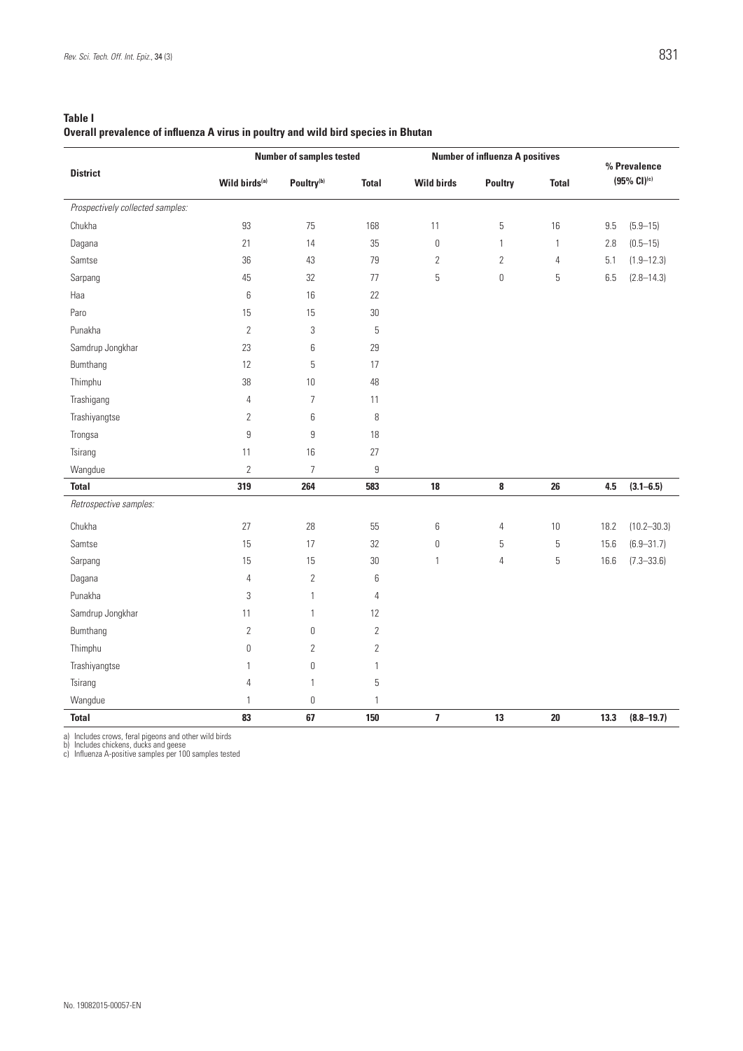**Table I**
**Overall prevalence of influenza A virus in poultry and wild bird species in Bhutan**

| District | Number of samples tested | | | Number of influenza A positives | | | % Prevalence (95% CI)[c] | |
|---|---|---|---|---|---|---|---|---|
| | Wild birds[a] | Poultry[b] | Total | Wild birds | Poultry | Total | | |
| *Prospectively collected samples:* | | | | | | | | |
| Chukha | 93 | 75 | 168 | 11 | 5 | 16 | 9.5 | (5.9–15) |
| Dagana | 21 | 14 | 35 | 0 | 1 | 1 | 2.8 | (0.5–15) |
| Samtse | 36 | 43 | 79 | 2 | 2 | 4 | 5.1 | (1.9–12.3) |
| Sarpang | 45 | 32 | 77 | 5 | 0 | 5 | 6.5 | (2.8–14.3) |
| Haa | 6 | 16 | 22 | | | | | |
| Paro | 15 | 15 | 30 | | | | | |
| Punakha | 2 | 3 | 5 | | | | | |
| Samdrup Jongkhar | 23 | 6 | 29 | | | | | |
| Bumthang | 12 | 5 | 17 | | | | | |
| Thimphu | 38 | 10 | 48 | | | | | |
| Trashigang | 4 | 7 | 11 | | | | | |
| Trashiyangtse | 2 | 6 | 8 | | | | | |
| Trongsa | 9 | 9 | 18 | | | | | |
| Tsirang | 11 | 16 | 27 | | | | | |
| Wangdue | 2 | 7 | 9 | | | | | |
| **Total** | **319** | **264** | **583** | **18** | **8** | **26** | **4.5** | **(3.1–6.5)** |
| *Retrospective samples:* | | | | | | | | |
| Chukha | 27 | 28 | 55 | 6 | 4 | 10 | 18.2 | (10.2–30.3) |
| Samtse | 15 | 17 | 32 | 0 | 5 | 5 | 15.6 | (6.9–31.7) |
| Sarpang | 15 | 15 | 30 | 1 | 4 | 5 | 16.6 | (7.3–33.6) |
| Dagana | 4 | 2 | 6 | | | | | |
| Punakha | 3 | 1 | 4 | | | | | |
| Samdrup Jongkhar | 11 | 1 | 12 | | | | | |
| Bumthang | 2 | 0 | 2 | | | | | |
| Thimphu | 0 | 2 | 2 | | | | | |
| Trashiyangtse | 1 | 0 | 1 | | | | | |
| Tsirang | 4 | 1 | 5 | | | | | |
| Wangdue | 1 | 0 | 1 | | | | | |
| **Total** | **83** | **67** | **150** | **7** | **13** | **20** | **13.3** | **(8.8–19.7)** |

a) Includes crows, feral pigeons and other wild birds
b) Includes chickens, ducks and geese
c) Influenza A-positive samples per 100 samples tested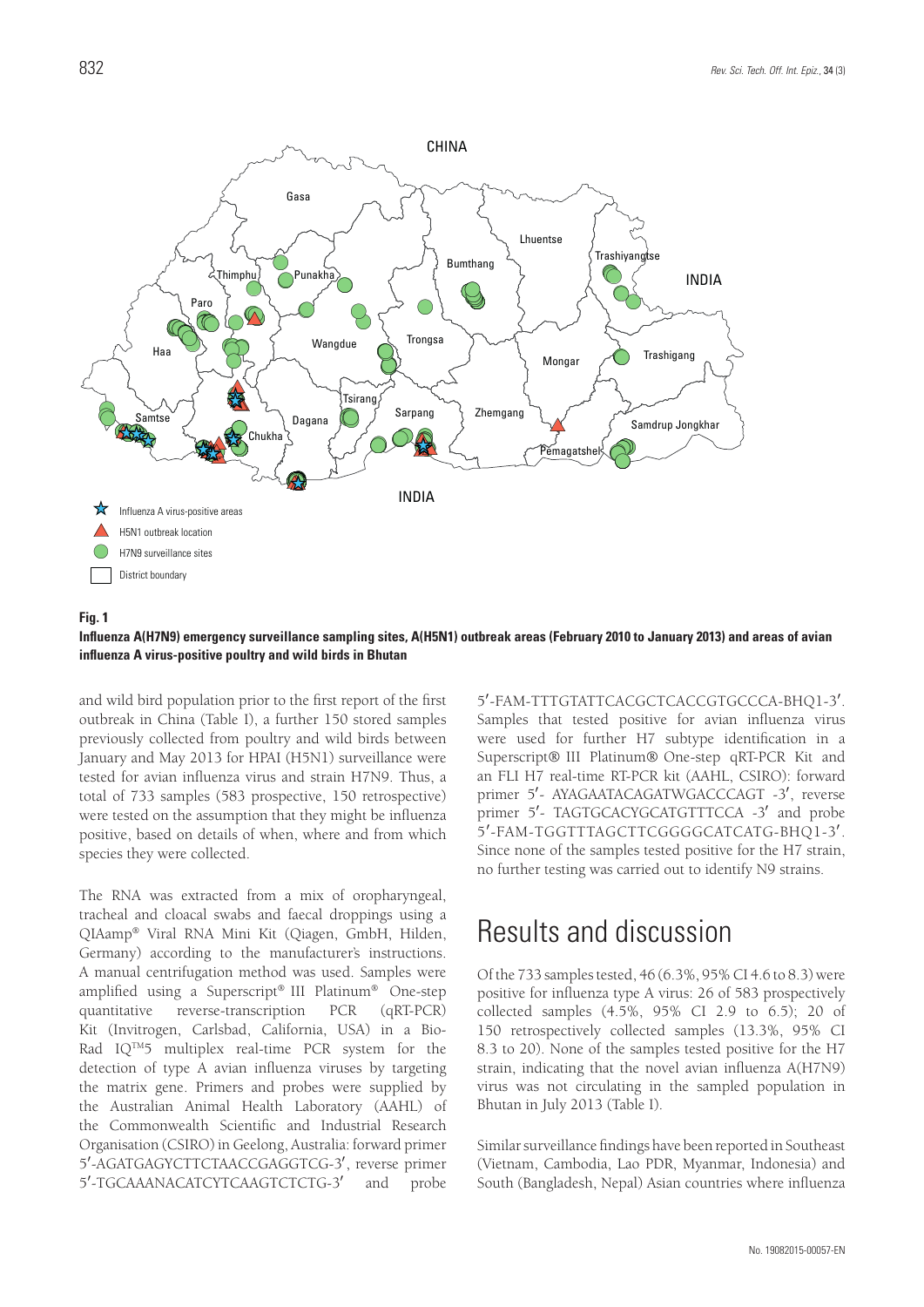**Fig. 1**

**Influenza A(H7N9) emergency surveillance sampling sites, A(H5N1) outbreak areas (February 2010 to January 2013) and areas of avian influenza A virus-positive poultry and wild birds in Bhutan**

and wild bird population prior to the first report of the first outbreak in China (Table I), a further 150 stored samples previously collected from poultry and wild birds between January and May 2013 for HPAI (H5N1) surveillance were tested for avian influenza virus and strain H7N9. Thus, a total of 733 samples (583 prospective, 150 retrospective) were tested on the assumption that they might be influenza positive, based on details of when, where and from which species they were collected.

The RNA was extracted from a mix of oropharyngeal, tracheal and cloacal swabs and faecal droppings using a QIAamp® Viral RNA Mini Kit (Qiagen, GmbH, Hilden, Germany) according to the manufacturer's instructions. A manual centrifugation method was used. Samples were amplified using a Superscript® III Platinum® One-step quantitative reverse-transcription PCR (qRT-PCR) Kit (Invitrogen, Carlsbad, California, USA) in a Bio-Rad IQ™5 multiplex real-time PCR system for the detection of type A avian influenza viruses by targeting the matrix gene. Primers and probes were supplied by the Australian Animal Health Laboratory (AAHL) of the Commonwealth Scientific and Industrial Research Organisation (CSIRO) in Geelong, Australia: forward primer 5′-AGATGAGYCTTCTAACCGAGGTCG-3′, reverse primer 5′-TGCAAANACATCYTCAAGTCTCTG-3′ and probe 5′-FAM-TTTGTATTCACGCTCACCGTGCCCA-BHQ1-3′. Samples that tested positive for avian influenza virus were used for further H7 subtype identification in a Superscript® III Platinum® One-step qRT-PCR Kit and an FLI H7 real-time RT-PCR kit (AAHL, CSIRO): forward primer 5′- AYAGAATACAGATWGACCCAGT -3′, reverse primer 5′- TAGTGCACYGCATGTTTCCA -3′ and probe 5′-FAM-TGGTTTAGCTTCGGGGCATCATG-BHQ1-3′. Since none of the samples tested positive for the H7 strain, no further testing was carried out to identify N9 strains.

# Results and discussion

Of the 733 samples tested, 46 (6.3%, 95% CI 4.6 to 8.3) were positive for influenza type A virus: 26 of 583 prospectively collected samples (4.5%, 95% CI 2.9 to 6.5); 20 of 150 retrospectively collected samples (13.3%, 95% CI 8.3 to 20). None of the samples tested positive for the H7 strain, indicating that the novel avian influenza A(H7N9) virus was not circulating in the sampled population in Bhutan in July 2013 (Table I).

Similar surveillance findings have been reported in Southeast (Vietnam, Cambodia, Lao PDR, Myanmar, Indonesia) and South (Bangladesh, Nepal) Asian countries where influenza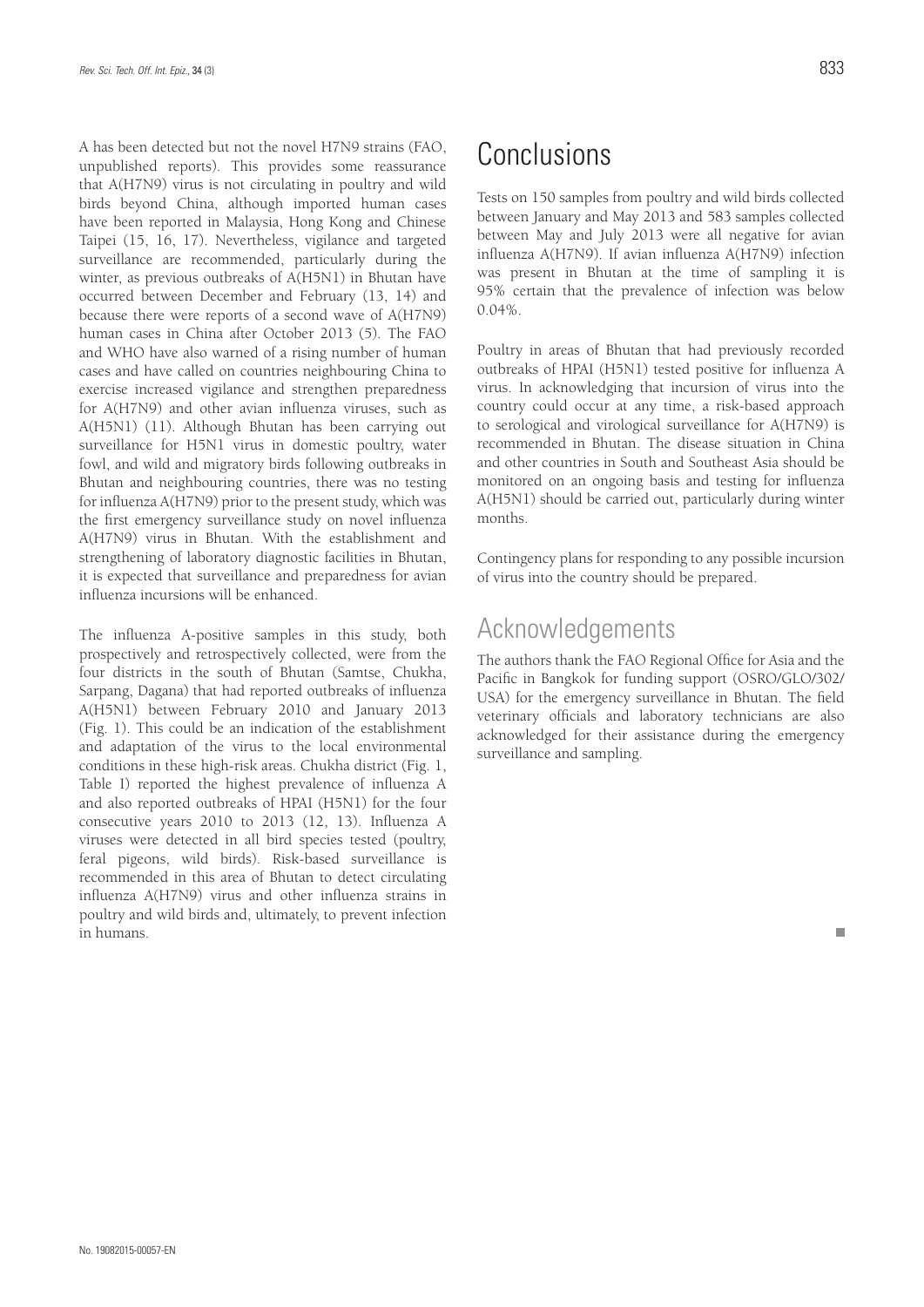A has been detected but not the novel H7N9 strains (FAO, unpublished reports). This provides some reassurance that A(H7N9) virus is not circulating in poultry and wild birds beyond China, although imported human cases have been reported in Malaysia, Hong Kong and Chinese Taipei (15, 16, 17). Nevertheless, vigilance and targeted surveillance are recommended, particularly during the winter, as previous outbreaks of A(H5N1) in Bhutan have occurred between December and February (13, 14) and because there were reports of a second wave of A(H7N9) human cases in China after October 2013 (5). The FAO and WHO have also warned of a rising number of human cases and have called on countries neighbouring China to exercise increased vigilance and strengthen preparedness for A(H7N9) and other avian influenza viruses, such as A(H5N1) (11). Although Bhutan has been carrying out surveillance for H5N1 virus in domestic poultry, water fowl, and wild and migratory birds following outbreaks in Bhutan and neighbouring countries, there was no testing for influenza A(H7N9) prior to the present study, which was the first emergency surveillance study on novel influenza A(H7N9) virus in Bhutan. With the establishment and strengthening of laboratory diagnostic facilities in Bhutan, it is expected that surveillance and preparedness for avian influenza incursions will be enhanced.

The influenza A-positive samples in this study, both prospectively and retrospectively collected, were from the four districts in the south of Bhutan (Samtse, Chukha, Sarpang, Dagana) that had reported outbreaks of influenza A(H5N1) between February 2010 and January 2013 (Fig. 1). This could be an indication of the establishment and adaptation of the virus to the local environmental conditions in these high-risk areas. Chukha district (Fig. 1, Table I) reported the highest prevalence of influenza A and also reported outbreaks of HPAI (H5N1) for the four consecutive years 2010 to 2013 (12, 13). Influenza A viruses were detected in all bird species tested (poultry, feral pigeons, wild birds). Risk-based surveillance is recommended in this area of Bhutan to detect circulating influenza A(H7N9) virus and other influenza strains in poultry and wild birds and, ultimately, to prevent infection in humans.

# Conclusions

Tests on 150 samples from poultry and wild birds collected between January and May 2013 and 583 samples collected between May and July 2013 were all negative for avian influenza A(H7N9). If avian influenza A(H7N9) infection was present in Bhutan at the time of sampling it is 95% certain that the prevalence of infection was below 0.04%.

Poultry in areas of Bhutan that had previously recorded outbreaks of HPAI (H5N1) tested positive for influenza A virus. In acknowledging that incursion of virus into the country could occur at any time, a risk-based approach to serological and virological surveillance for A(H7N9) is recommended in Bhutan. The disease situation in China and other countries in South and Southeast Asia should be monitored on an ongoing basis and testing for influenza A(H5N1) should be carried out, particularly during winter months.

Contingency plans for responding to any possible incursion of virus into the country should be prepared.

# Acknowledgements

The authors thank the FAO Regional Office for Asia and the Pacific in Bangkok for funding support (OSRO/GLO/302/USA) for the emergency surveillance in Bhutan. The field veterinary officials and laboratory technicians are also acknowledged for their assistance during the emergency surveillance and sampling.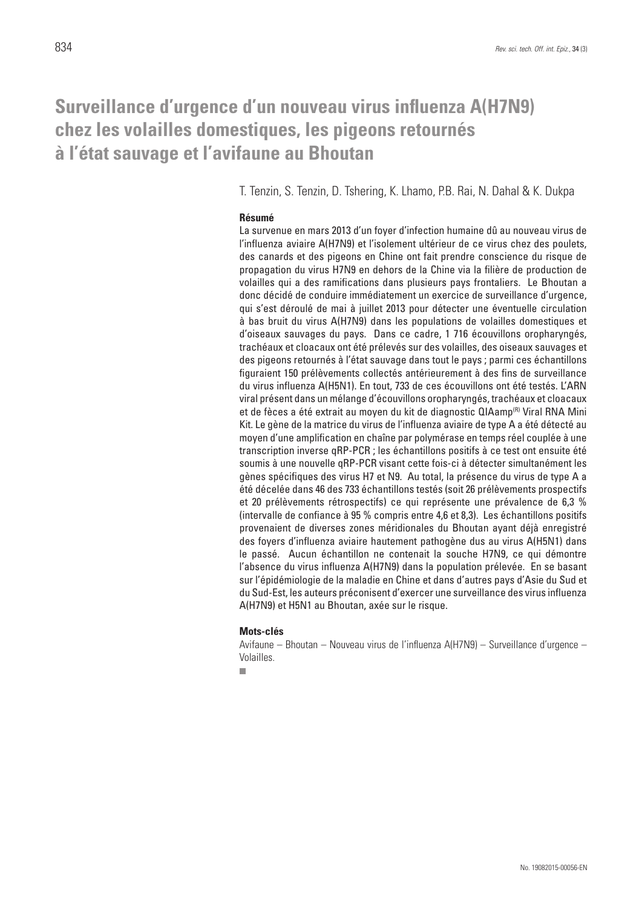# Surveillance d'urgence d'un nouveau virus influenza A(H7N9) chez les volailles domestiques, les pigeons retournés à l'état sauvage et l'avifaune au Bhoutan

T. Tenzin, S. Tenzin, D. Tshering, K. Lhamo, P.B. Rai, N. Dahal & K. Dukpa

### Résumé

La survenue en mars 2013 d'un foyer d'infection humaine dû au nouveau virus de l'influenza aviaire A(H7N9) et l'isolement ultérieur de ce virus chez des poulets, des canards et des pigeons en Chine ont fait prendre conscience du risque de propagation du virus H7N9 en dehors de la Chine via la filière de production de volailles qui a des ramifications dans plusieurs pays frontaliers. Le Bhoutan a donc décidé de conduire immédiatement un exercice de surveillance d'urgence, qui s'est déroulé de mai à juillet 2013 pour détecter une éventuelle circulation à bas bruit du virus A(H7N9) dans les populations de volailles domestiques et d'oiseaux sauvages du pays. Dans ce cadre, 1 716 écouvillons oropharyngés, trachéaux et cloacaux ont été prélevés sur des volailles, des oiseaux sauvages et des pigeons retournés à l'état sauvage dans tout le pays ; parmi ces échantillons figuraient 150 prélèvements collectés antérieurement à des fins de surveillance du virus influenza A(H5N1). En tout, 733 de ces écouvillons ont été testés. L'ARN viral présent dans un mélange d'écouvillons oropharyngés, trachéaux et cloacaux et de fèces a été extrait au moyen du kit de diagnostic QIAamp(R) Viral RNA Mini Kit. Le gène de la matrice du virus de l'influenza aviaire de type A a été détecté au moyen d'une amplification en chaîne par polymérase en temps réel couplée à une transcription inverse qRP-PCR ; les échantillons positifs à ce test ont ensuite été soumis à une nouvelle qRP-PCR visant cette fois-ci à détecter simultanément les gènes spécifiques des virus H7 et N9. Au total, la présence du virus de type A a été décelée dans 46 des 733 échantillons testés (soit 26 prélèvements prospectifs et 20 prélèvements rétrospectifs) ce qui représente une prévalence de 6,3 % (intervalle de confiance à 95 % compris entre 4,6 et 8,3). Les échantillons positifs provenaient de diverses zones méridionales du Bhoutan ayant déjà enregistré des foyers d'influenza aviaire hautement pathogène dus au virus A(H5N1) dans le passé. Aucun échantillon ne contenait la souche H7N9, ce qui démontre l'absence du virus influenza A(H7N9) dans la population prélevée. En se basant sur l'épidémiologie de la maladie en Chine et dans d'autres pays d'Asie du Sud et du Sud-Est, les auteurs préconisent d'exercer une surveillance des virus influenza A(H7N9) et H5N1 au Bhoutan, axée sur le risque.

### Mots-clés

Avifaune – Bhoutan – Nouveau virus de l'influenza A(H7N9) – Surveillance d'urgence – Volailles.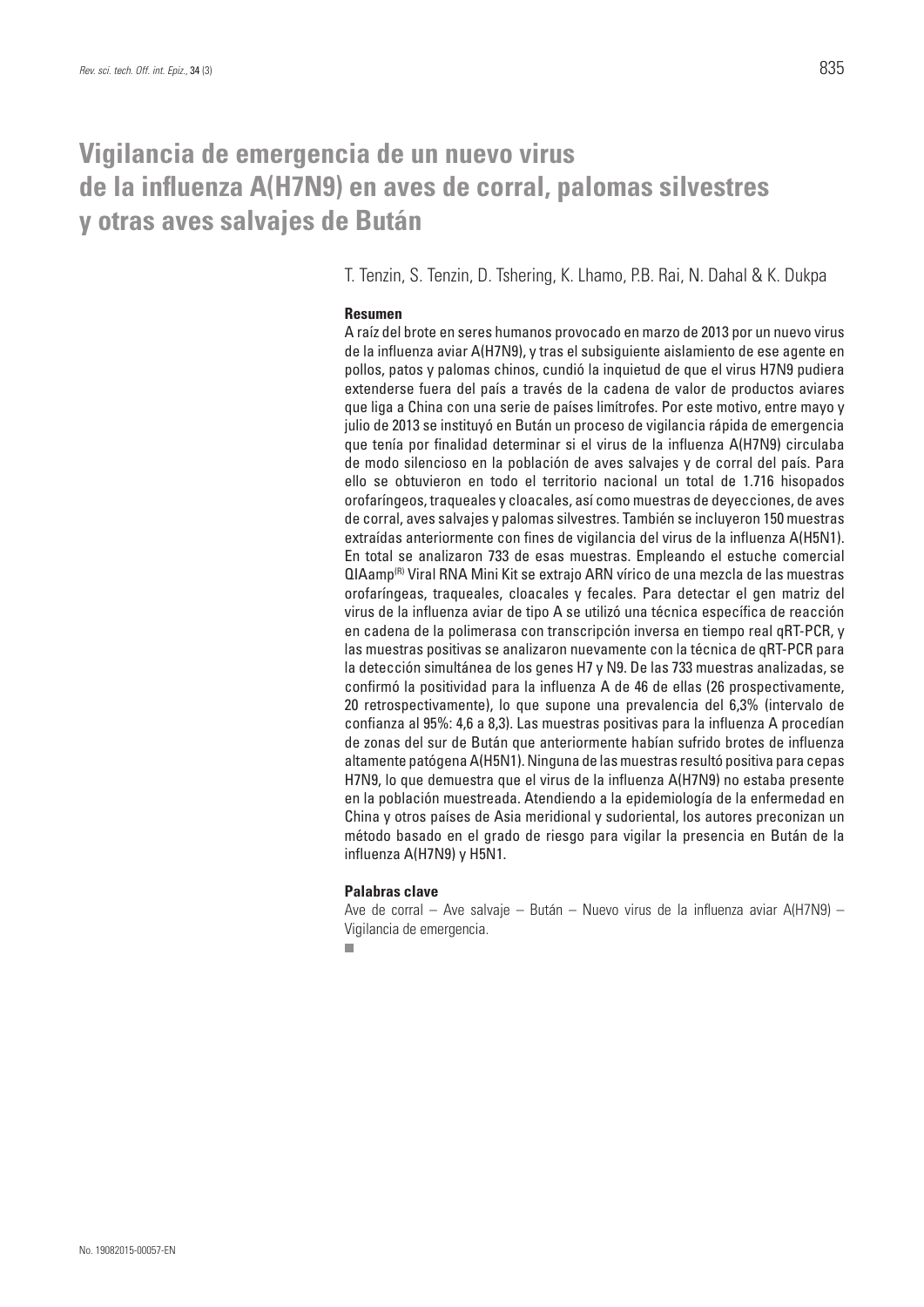# Vigilancia de emergencia de un nuevo virus de la influenza A(H7N9) en aves de corral, palomas silvestres y otras aves salvajes de Bután

T. Tenzin, S. Tenzin, D. Tshering, K. Lhamo, P.B. Rai, N. Dahal & K. Dukpa

### Resumen

A raíz del brote en seres humanos provocado en marzo de 2013 por un nuevo virus de la influenza aviar A(H7N9), y tras el subsiguiente aislamiento de ese agente en pollos, patos y palomas chinos, cundió la inquietud de que el virus H7N9 pudiera extenderse fuera del país a través de la cadena de valor de productos aviares que liga a China con una serie de países limítrofes. Por este motivo, entre mayo y julio de 2013 se instituyó en Bután un proceso de vigilancia rápida de emergencia que tenía por finalidad determinar si el virus de la influenza A(H7N9) circulaba de modo silencioso en la población de aves salvajes y de corral del país. Para ello se obtuvieron en todo el territorio nacional un total de 1.716 hisopados orofaríngeos, traqueales y cloacales, así como muestras de deyecciones, de aves de corral, aves salvajes y palomas silvestres. También se incluyeron 150 muestras extraídas anteriormente con fines de vigilancia del virus de la influenza A(H5N1). En total se analizaron 733 de esas muestras. Empleando el estuche comercial QIAamp(R) Viral RNA Mini Kit se extrajo ARN vírico de una mezcla de las muestras orofaríngeas, traqueales, cloacales y fecales. Para detectar el gen matriz del virus de la influenza aviar de tipo A se utilizó una técnica específica de reacción en cadena de la polimerasa con transcripción inversa en tiempo real qRT-PCR, y las muestras positivas se analizaron nuevamente con la técnica de qRT-PCR para la detección simultánea de los genes H7 y N9. De las 733 muestras analizadas, se confirmó la positividad para la influenza A de 46 de ellas (26 prospectivamente, 20 retrospectivamente), lo que supone una prevalencia del 6,3% (intervalo de confianza al 95%: 4,6 a 8,3). Las muestras positivas para la influenza A procedían de zonas del sur de Bután que anteriormente habían sufrido brotes de influenza altamente patógena A(H5N1). Ninguna de las muestras resultó positiva para cepas H7N9, lo que demuestra que el virus de la influenza A(H7N9) no estaba presente en la población muestreada. Atendiendo a la epidemiología de la enfermedad en China y otros países de Asia meridional y sudoriental, los autores preconizan un método basado en el grado de riesgo para vigilar la presencia en Bután de la influenza A(H7N9) y H5N1.

### Palabras clave

Ave de corral – Ave salvaje – Bután – Nuevo virus de la influenza aviar A(H7N9) – Vigilancia de emergencia.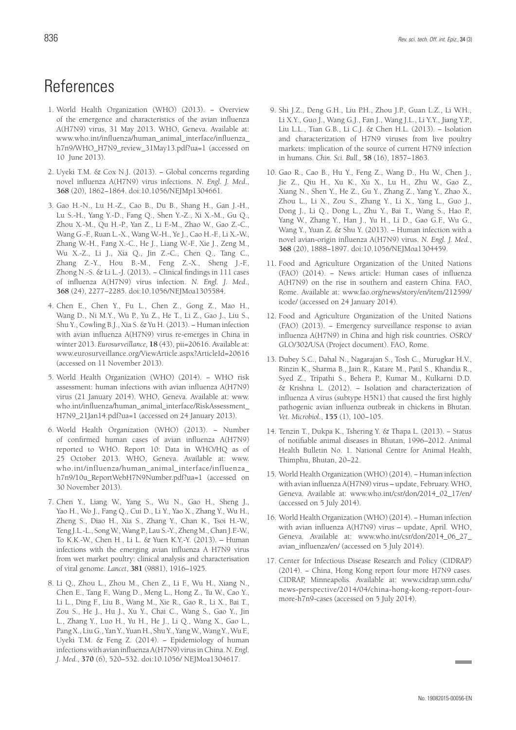# References

1. World Health Organization (WHO) (2013). – Overview of the emergence and characteristics of the avian influenza A(H7N9) virus, 31 May 2013. WHO, Geneva. Available at: www.who.int/influenza/human_animal_interface/influenza_h7n9/WHO_H7N9_review_31May13.pdf?ua=1 (accessed on 10 June 2013).

2. Uyeki T.M. & Cox N.J. (2013). – Global concerns regarding novel influenza A(H7N9) virus infections. *N. Engl. J. Med.*, **368** (20), 1862–1864. doi:10.1056/NEJMp1304661.

3. Gao H.-N., Lu H.-Z., Cao B., Du B., Shang H., Gan J.-H., Lu S.-H., Yang Y.-D., Fang Q., Shen Y.-Z., Xi X.-M., Gu Q., Zhou X.-M., Qu H.-P., Yan Z., Li F.-M., Zhao W., Gao Z.-C., Wang G.-F., Ruan L.-X., Wang W.-H., Ye J., Cao H.-F., Li X.-W., Zhang W.-H., Fang X.-C., He J., Liang W.-F., Xie J., Zeng M., Wu X.-Z., Li J., Xia Q., Jin Z.-C., Chen Q., Tang C., Zhang Z.-Y., Hou B.-M., Feng Z.-X., Sheng J.-F., Zhong N.-S. & Li L.-J. (2013). – Clinical findings in 111 cases of influenza A(H7N9) virus infection. *N. Engl. J. Med.*, **368** (24), 2277–2285. doi:10.1056/NEJMoa1305584.

4. Chen E., Chen Y., Fu L., Chen Z., Gong Z., Mao H., Wang D., Ni M.Y., Wu P., Yu Z., He T., Li Z., Gao J., Liu S., Shu Y., Cowling B.J., Xia S. & Yu H. (2013). – Human infection with avian influenza A(H7N9) virus re-emerges in China in winter 2013. *Eurosurveillance*, **18** (43), pii=20616. Available at: www.eurosurveillance.org/ViewArticle.aspx?ArticleId=20616 (accessed on 11 November 2013).

5. World Health Organization (WHO) (2014). – WHO risk assessment: human infections with avian influenza A(H7N9) virus (21 January 2014). WHO, Geneva. Available at: www.who.int/influenza/human_animal_interface/RiskAssessment_H7N9_21Jan14.pdf?ua=1 (accessed on 24 January 2013).

6. World Health Organization (WHO) (2013). – Number of confirmed human cases of avian influenza A(H7N9) reported to WHO. Report 10: Data in WHO/HQ as of 25 October 2013. WHO, Geneva. Available at: www.who.int/influenza/human_animal_interface/influenza_h7n9/10u_ReportWebH7N9Number.pdf?ua=1 (accessed on 30 November 2013).

7. Chen Y., Liang W., Yang S., Wu N., Gao H., Sheng J., Yao H., Wo J., Fang Q., Cui D., Li Y., Yao X., Zhang Y., Wu H., Zheng S., Diao H., Xia S., Zhang Y., Chan K., Tsoi H.-W., Teng J.L.-L., Song W., Wang P., Lau S.-Y., Zheng M., Chan J.F.-W., To K.K.-W., Chen H., Li L. & Yuen K.Y.-Y. (2013). – Human infections with the emerging avian influenza A H7N9 virus from wet market poultry: clinical analysis and characterisation of viral genome. *Lancet*, **381** (9881), 1916–1925.

8. Li Q., Zhou L., Zhou M., Chen Z., Li F., Wu H., Xiang N., Chen E., Tang F., Wang D., Meng L., Hong Z., Tu W., Cao Y., Li L., Ding F., Liu B., Wang M., Xie R., Gao R., Li X., Bai T., Zou S., He J., Hu J., Xu Y., Chai C., Wang S., Gao Y., Jin L., Zhang Y., Luo H., Yu H., He J., Li Q., Wang X., Gao L., Pang X., Liu G., Yan Y., Yuan H., Shu Y., Yang W., Wang Y., Wu F., Uyeki T.M. & Feng Z. (2014). – Epidemiology of human infections with avian influenza A(H7N9) virus in China. *N. Engl. J. Med.*, **370** (6), 520–532. doi:10.1056/ NEJMoa1304617.

9. Shi J.Z., Deng G.H., Liu P.H., Zhou J.P., Guan L.Z., Li W.H., Li X.Y., Guo J., Wang G.J., Fan J., Wang J.L., Li Y.Y., Jiang Y.P., Liu L.L., Tian G.B., Li C.J. & Chen H.L. (2013). – Isolation and characterization of H7N9 viruses from live poultry markets: implication of the source of current H7N9 infection in humans. *Chin. Sci. Bull.*, **58** (16), 1857–1863.

10. Gao R., Cao B., Hu Y., Feng Z., Wang D., Hu W., Chen J., Jie Z., Qiu H., Xu K., Xu X., Lu H., Zhu W., Gao Z., Xiang N., Shen Y., He Z., Gu Y., Zhang Z., Yang Y., Zhao X., Zhou L., Li X., Zou S., Zhang Y., Li X., Yang L., Guo J., Dong J., Li Q., Dong L., Zhu Y., Bai T., Wang S., Hao P., Yang W., Zhang Y., Han J., Yu H., Li D., Gao G.F., Wu G., Wang Y., Yuan Z. & Shu Y. (2013). – Human infection with a novel avian-origin influenza A(H7N9) virus. *N. Engl. J. Med.*, **368** (20), 1888–1897. doi:10.1056/NEJMoa1304459.

11. Food and Agriculture Organization of the United Nations (FAO) (2014). – News article: Human cases of influenza A(H7N9) on the rise in southern and eastern China. FAO, Rome. Available at: www.fao.org/news/story/en/item/212599/icode/ (accessed on 24 January 2014).

12. Food and Agriculture Organization of the United Nations (FAO) (2013). – Emergency surveillance response to avian influenza A(H7N9) in China and high risk countries. OSRO/GLO/302/USA (Project document). FAO, Rome.

13. Dubey S.C., Dahal N., Nagarajan S., Tosh C., Murugkar H.V., Rinzin K., Sharma B., Jain R., Katare M., Patil S., Khandia R., Syed Z., Tripathi S., Behera P., Kumar M., Kulkarni D.D. & Krishna L. (2012). – Isolation and characterization of influenza A virus (subtype H5N1) that caused the first highly pathogenic avian influenza outbreak in chickens in Bhutan. *Vet. Microbiol.*, **155** (1), 100–105.

14. Tenzin T., Dukpa K., Tshering Y. & Thapa L. (2013). – Status of notifiable animal diseases in Bhutan, 1996–2012. Animal Health Bulletin No. 1. National Centre for Animal Health, Thimphu, Bhutan, 20–22.

15. World Health Organization (WHO) (2014). – Human infection with avian influenza A(H7N9) virus – update, February. WHO, Geneva. Available at: www.who.int/csr/don/2014_02_17/en/ (accessed on 5 July 2014).

16. World Health Organization (WHO) (2014). – Human infection with avian influenza A(H7N9) virus – update, April. WHO, Geneva. Available at: www.who.int/csr/don/2014_06_27_avian_influenza/en/ (accessed on 5 July 2014).

17. Center for Infectious Disease Research and Policy (CIDRAP) (2014). – China, Hong Kong report four more H7N9 cases. CIDRAP, Minneapolis. Available at: www.cidrap.umn.edu/news-perspective/2014/04/china-hong-kong-report-four-more-h7n9-cases (accessed on 5 July 2014).